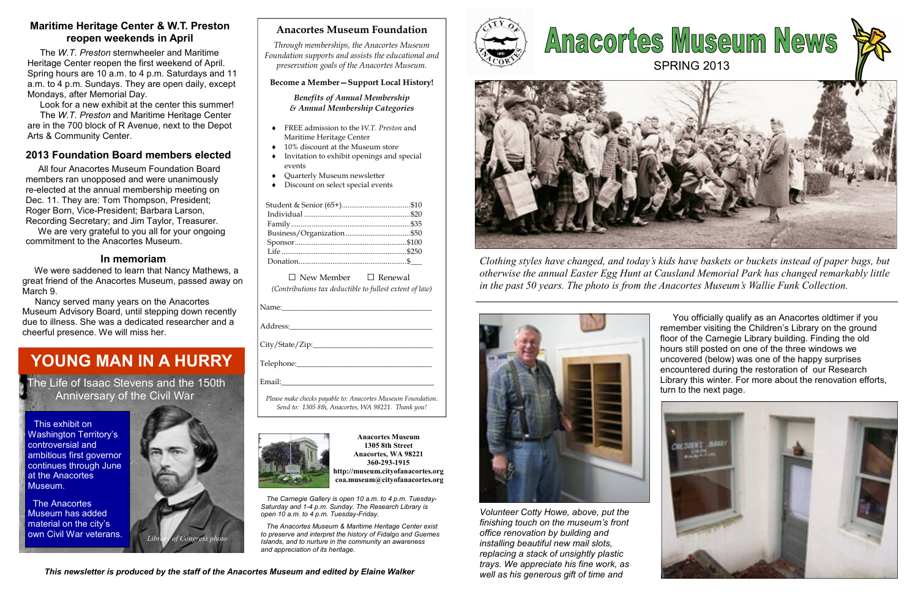## Maritime Heritage Center & W.T. Preston reopen weekends in April

The *W.T. Preston* sternwheeler and Maritime Heritage Center reopen the first weekend of April. Spring hours are 10 a.m. to 4 p.m. Saturdays and 11 a.m. to 4 p.m. Sundays. They are open daily, except Mondays, after Memorial Day.

Look for a new exhibit at the center this summer!

The *W.T. Preston* and Maritime Heritage Center are in the 700 block of R Avenue, next to the Depot Arts & Community Center.

## 2013 Foundation Board members elected

All four Anacortes Museum Foundation Board members ran unopposed and were unanimously re-elected at the annual membership meeting on Dec. 11. They are: Tom Thompson, President; Roger Born, Vice-President; Barbara Larson, Recording Secretary; and Jim Taylor, Treasurer.

We are very grateful to you all for your ongoing commitment to the Anacortes Museum.

## In memoriam

We were saddened to learn that Nancy Mathews, a great friend of the Anacortes Museum, passed away on March 9.

Nancy served many years on the Anacortes Museum Advisory Board, until stepping down recently due to illness. She was a dedicated researcher and a cheerful presence. We will miss her.

## YOUNG MAN IN A HURRY

The Life of Isaac Stevens and the 150th Anniversary of the Civil War

This exhibit on Washington Territory's controversial and ambitious first governor continues through June at the Anacortes Museum.

The Anacortes Museum has added material on the city's own Civil War veterans.

*Library of Congress photo*

## Anacortes Museum Foundation

*Through memberships, the Anacortes Museum Foundation supports and assists the educational and preservation goals of the Anacortes Museum.*

**Become a Member—Support Local History!**

*Benefits of Annual Membership & Annual Membership Categories*

- FREE admission to the *W.T. Preston* and Maritime Heritage Center
- 10% discount at the Museum store
- Invitation to exhibit openings and special events
- Quarterly Museum newsletter
- Discount on select special events

| | |
|---|---|
| Student & Senior (65+) | $10 |
| Individual | $20 |
| Family | $35 |
| Business/Organization | $50 |
| Sponsor | $100 |
| Life | $250 |
| Donation | $___ |

☐ New Member ☐ Renewal

*(Contributions tax deductible to fullest extent of law)*

Name:______________________________

Address:____________________________

City/State/Zip:______________________

Telephone:__________________________

Email:______________________________

*Please make checks payable to: Anacortes Museum Foundation. Send to: 1305 8th, Anacortes, WA 98221. Thank you!*

**Anacortes Museum**
**1305 8th Street**
**Anacortes, WA 98221**
**360-293-1915**
**http://museum.cityofanacortes.org**
**coa.museum@cityofanacortes.org**

*The Carnegie Gallery is open 10 a.m. to 4 p.m. Tuesday-Saturday and 1-4 p.m. Sunday. The Research Library is open 10 a.m. to 4 p.m. Tuesday-Friday.*

*The Anacortes Museum & Maritime Heritage Center exist to preserve and interpret the history of Fidalgo and Guemes Islands, and to nurture in the community an awareness and appreciation of its heritage.*

# Anacortes Museum News

SPRING 2013

*Clothing styles have changed, and today's kids have baskets or buckets instead of paper bags, but otherwise the annual Easter Egg Hunt at Causland Memorial Park has changed remarkably little in the past 50 years. The photo is from the Anacortes Museum's Wallie Funk Collection.*

*Volunteer Cotty Howe, above, put the finishing touch on the museum's front office renovation by building and installing beautiful new mail slots, replacing a stack of unsightly plastic trays. We appreciate his fine work, as well as his generous gift of time and*

You officially qualify as an Anacortes oldtimer if you remember visiting the Children's Library on the ground floor of the Carnegie Library building. Finding the old hours still posted on one of the three windows we uncovered (below) was one of the happy surprises encountered during the restoration of our Research Library this winter. For more about the renovation efforts, turn to the next page.

***This newsletter is produced by the staff of the Anacortes Museum and edited by Elaine Walker***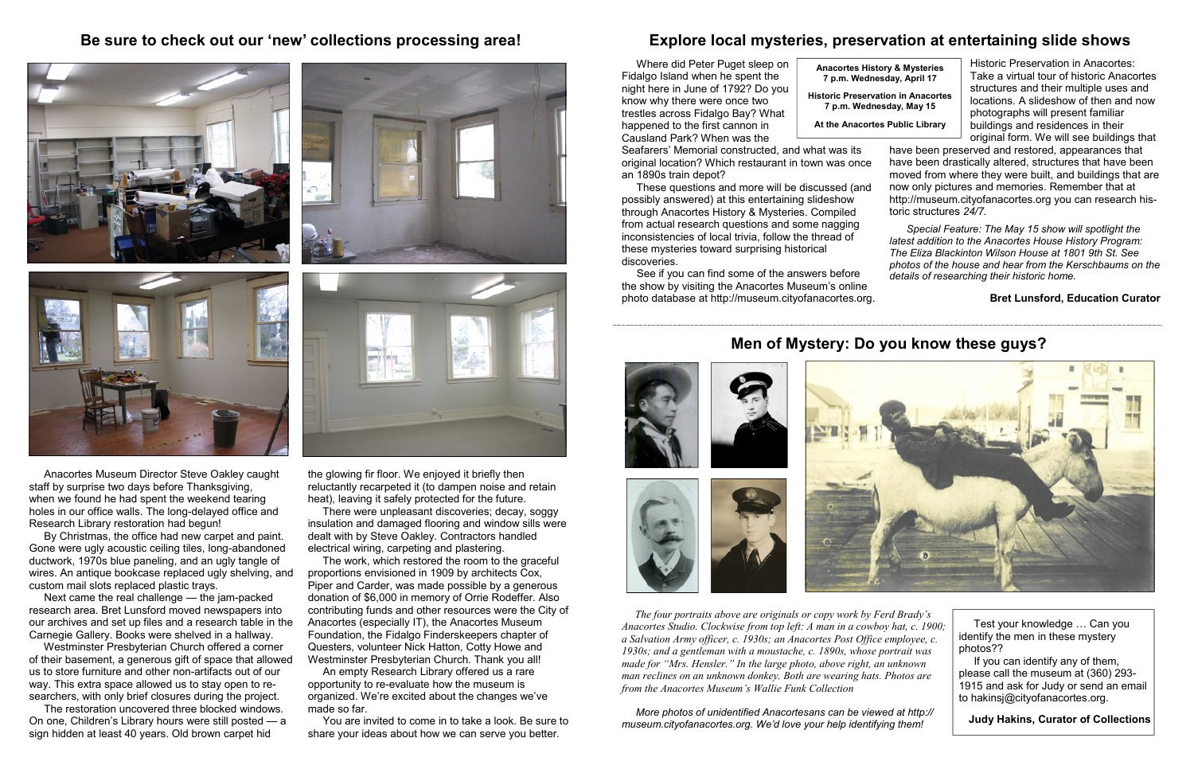## Be sure to check out our 'new' collections processing area!

Anacortes Museum Director Steve Oakley caught staff by surprise two days before Thanksgiving, when we found he had spent the weekend tearing holes in our office walls. The long-delayed office and Research Library restoration had begun!

By Christmas, the office had new carpet and paint. Gone were ugly acoustic ceiling tiles, long-abandoned ductwork, 1970s blue paneling, and an ugly tangle of wires. An antique bookcase replaced ugly shelving, and custom mail slots replaced plastic trays.

Next came the real challenge — the jam-packed research area. Bret Lunsford moved newspapers into our archives and set up files and a research table in the Carnegie Gallery. Books were shelved in a hallway.

Westminster Presbyterian Church offered a corner of their basement, a generous gift of space that allowed us to store furniture and other non-artifacts out of our way. This extra space allowed us to stay open to researchers, with only brief closures during the project.

The restoration uncovered three blocked windows. On one, Children's Library hours were still posted — a sign hidden at least 40 years. Old brown carpet hid the glowing fir floor. We enjoyed it briefly then reluctantly recarpeted it (to dampen noise and retain heat), leaving it safely protected for the future.

There were unpleasant discoveries; decay, soggy insulation and damaged flooring and window sills were dealt with by Steve Oakley. Contractors handled electrical wiring, carpeting and plastering.

The work, which restored the room to the graceful proportions envisioned in 1909 by architects Cox, Piper and Carder, was made possible by a generous donation of $6,000 in memory of Orrie Rodeffer. Also contributing funds and other resources were the City of Anacortes (especially IT), the Anacortes Museum Foundation, the Fidalgo Finderskeepers chapter of Questers, volunteer Nick Hatton, Cotty Howe and Westminster Presbyterian Church. Thank you all!

An empty Research Library offered us a rare opportunity to re-evaluate how the museum is organized. We're excited about the changes we've made so far.

You are invited to come in to take a look. Be sure to share your ideas about how we can serve you better.

## Explore local mysteries, preservation at entertaining slide shows

**Anacortes History & Mysteries**
**7 p.m. Wednesday, April 17**

**Historic Preservation in Anacortes**
**7 p.m. Wednesday, May 15**

**At the Anacortes Public Library**

Where did Peter Puget sleep on Fidalgo Island when he spent the night here in June of 1792? Do you know why there were once two trestles across Fidalgo Bay? What happened to the first cannon in Causland Park? When was the Seafarers' Memorial constructed, and what was its original location? Which restaurant in town was once an 1890s train depot?

These questions and more will be discussed (and possibly answered) at this entertaining slideshow through Anacortes History & Mysteries. Compiled from actual research questions and some nagging inconsistencies of local trivia, follow the thread of these mysteries toward surprising historical discoveries.

See if you can find some of the answers before the show by visiting the Anacortes Museum's online photo database at http://museum.cityofanacortes.org.

Historic Preservation in Anacortes: Take a virtual tour of historic Anacortes structures and their multiple uses and locations. A slideshow of then and now photographs will present familiar buildings and residences in their original form. We will see buildings that have been preserved and restored, appearances that have been drastically altered, structures that have been moved from where they were built, and buildings that are now only pictures and memories. Remember that at http://museum.cityofanacortes.org you can research historic structures *24/7.*

*Special Feature: The May 15 show will spotlight the latest addition to the Anacortes House History Program: The Eliza Blackinton Wilson House at 1801 9th St. See photos of the house and hear from the Kerschbaums on the details of researching their historic home.*

**Bret Lunsford, Education Curator**

## Men of Mystery: Do you know these guys?

*The four portraits above are originals or copy work by Ferd Brady's Anacortes Studio. Clockwise from top left: A man in a cowboy hat, c. 1900; a Salvation Army officer, c. 1930s; an Anacortes Post Office employee, c. 1930s; and a gentleman with a moustache, c. 1890s, whose portrait was made for "Mrs. Hensler." In the large photo, above right, an unknown man reclines on an unknown donkey. Both are wearing hats. Photos are from the Anacortes Museum's Wallie Funk Collection*

*More photos of unidentified Anacortesans can be viewed at http://museum.cityofanacortes.org. We'd love your help identifying them!*

Test your knowledge … Can you identify the men in these mystery photos??

If you can identify any of them, please call the museum at (360) 293-1915 and ask for Judy or send an email to hakinsj@cityofanacortes.org.

**Judy Hakins, Curator of Collections**